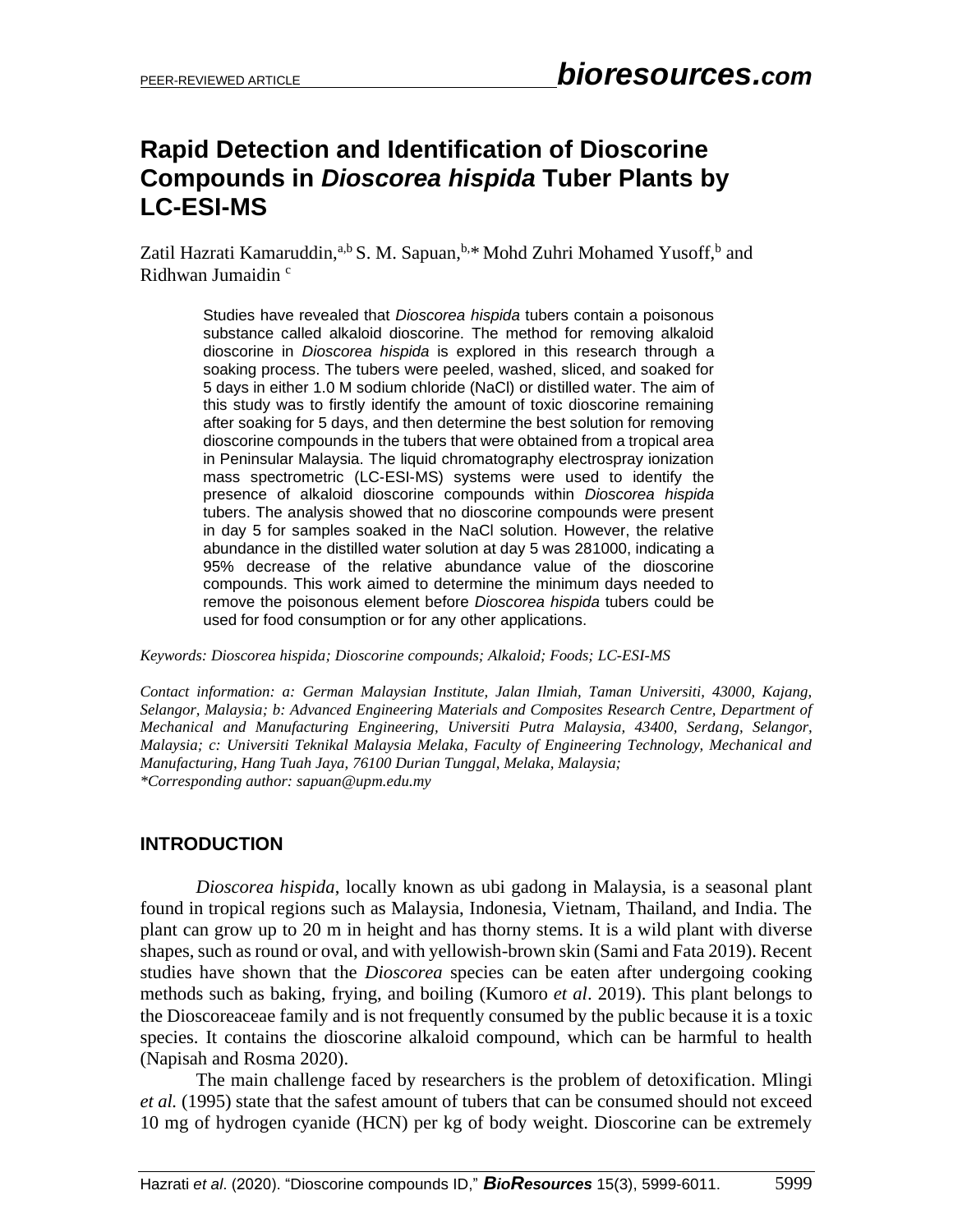# Rapid Detection and Identification of Dioscorine Compounds in *Dioscorea hispida* Tuber Plants by LC-ESI-MS

Zatil Hazrati Kamaruddin,[a,b] S. M. Sapuan,[b,*] Mohd Zuhri Mohamed Yusoff,[b] and Ridhwan Jumaidin [c]

Studies have revealed that *Dioscorea hispida* tubers contain a poisonous substance called alkaloid dioscorine. The method for removing alkaloid dioscorine in *Dioscorea hispida* is explored in this research through a soaking process. The tubers were peeled, washed, sliced, and soaked for 5 days in either 1.0 M sodium chloride (NaCl) or distilled water. The aim of this study was to firstly identify the amount of toxic dioscorine remaining after soaking for 5 days, and then determine the best solution for removing dioscorine compounds in the tubers that were obtained from a tropical area in Peninsular Malaysia. The liquid chromatography electrospray ionization mass spectrometric (LC-ESI-MS) systems were used to identify the presence of alkaloid dioscorine compounds within *Dioscorea hispida* tubers. The analysis showed that no dioscorine compounds were present in day 5 for samples soaked in the NaCl solution. However, the relative abundance in the distilled water solution at day 5 was 281000, indicating a 95% decrease of the relative abundance value of the dioscorine compounds. This work aimed to determine the minimum days needed to remove the poisonous element before *Dioscorea hispida* tubers could be used for food consumption or for any other applications.

*Keywords: Dioscorea hispida; Dioscorine compounds; Alkaloid; Foods; LC-ESI-MS*

*Contact information: a: German Malaysian Institute, Jalan Ilmiah, Taman Universiti, 43000, Kajang, Selangor, Malaysia; b: Advanced Engineering Materials and Composites Research Centre, Department of Mechanical and Manufacturing Engineering, Universiti Putra Malaysia, 43400, Serdang, Selangor, Malaysia; c: Universiti Teknikal Malaysia Melaka, Faculty of Engineering Technology, Mechanical and Manufacturing, Hang Tuah Jaya, 76100 Durian Tunggal, Melaka, Malaysia;*
*\*Corresponding author: sapuan@upm.edu.my*

## INTRODUCTION

*Dioscorea hispida*, locally known as ubi gadong in Malaysia, is a seasonal plant found in tropical regions such as Malaysia, Indonesia, Vietnam, Thailand, and India. The plant can grow up to 20 m in height and has thorny stems. It is a wild plant with diverse shapes, such as round or oval, and with yellowish-brown skin (Sami and Fata 2019). Recent studies have shown that the *Dioscorea* species can be eaten after undergoing cooking methods such as baking, frying, and boiling (Kumoro *et al*. 2019). This plant belongs to the Dioscoreaceae family and is not frequently consumed by the public because it is a toxic species. It contains the dioscorine alkaloid compound, which can be harmful to health (Napisah and Rosma 2020).

The main challenge faced by researchers is the problem of detoxification. Mlingi *et al.* (1995) state that the safest amount of tubers that can be consumed should not exceed 10 mg of hydrogen cyanide (HCN) per kg of body weight. Dioscorine can be extremely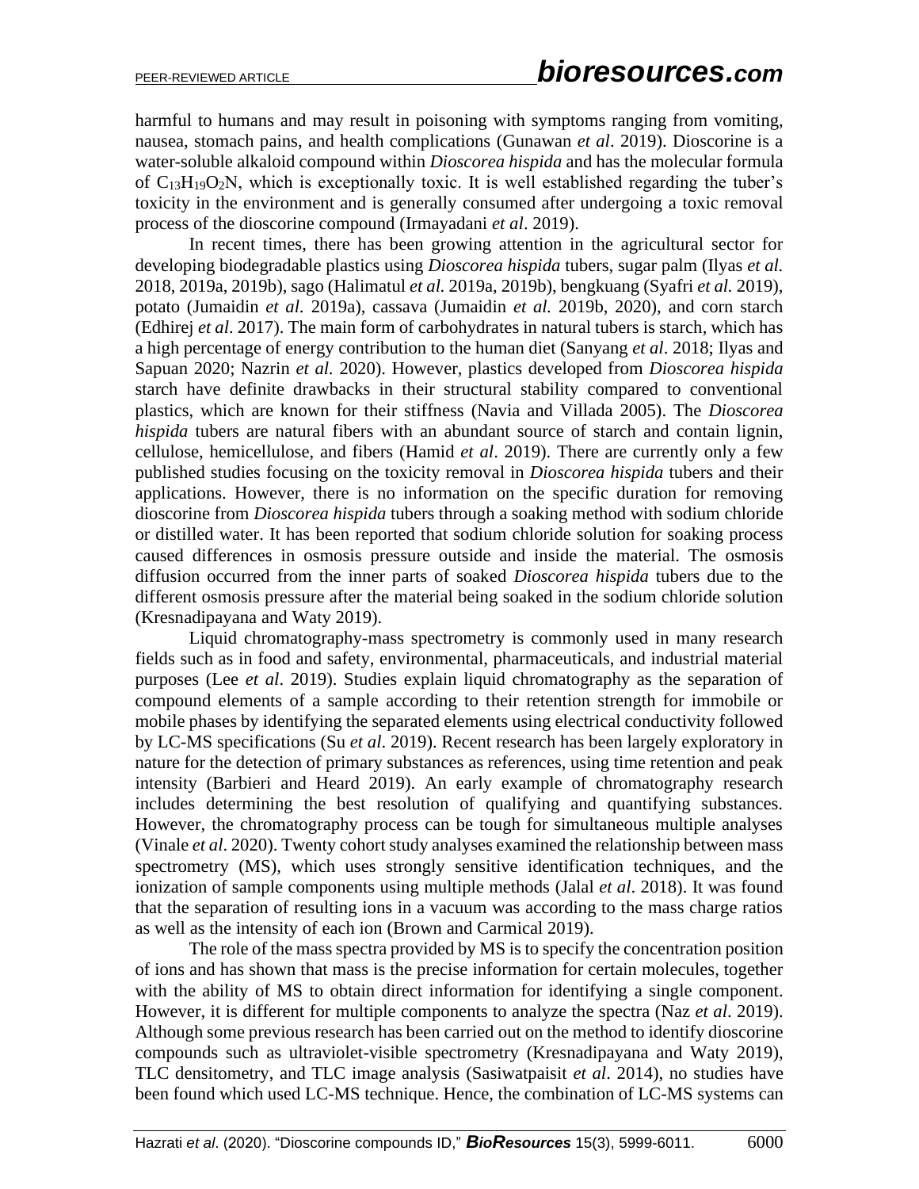harmful to humans and may result in poisoning with symptoms ranging from vomiting, nausea, stomach pains, and health complications (Gunawan *et al*. 2019). Dioscorine is a water-soluble alkaloid compound within *Dioscorea hispida* and has the molecular formula of $C_{13}H_{19}O_2N$, which is exceptionally toxic. It is well established regarding the tuber's toxicity in the environment and is generally consumed after undergoing a toxic removal process of the dioscorine compound (Irmayadani *et al*. 2019).

In recent times, there has been growing attention in the agricultural sector for developing biodegradable plastics using *Dioscorea hispida* tubers, sugar palm (Ilyas *et al.* 2018, 2019a, 2019b), sago (Halimatul *et al.* 2019a, 2019b), bengkuang (Syafri *et al.* 2019), potato (Jumaidin *et al*. 2019a), cassava (Jumaidin *et al.* 2019b, 2020), and corn starch (Edhirej *et al*. 2017). The main form of carbohydrates in natural tubers is starch, which has a high percentage of energy contribution to the human diet (Sanyang *et al*. 2018; Ilyas and Sapuan 2020; Nazrin *et al.* 2020). However, plastics developed from *Dioscorea hispida* starch have definite drawbacks in their structural stability compared to conventional plastics, which are known for their stiffness (Navia and Villada 2005). The *Dioscorea hispida* tubers are natural fibers with an abundant source of starch and contain lignin, cellulose, hemicellulose, and fibers (Hamid *et al*. 2019). There are currently only a few published studies focusing on the toxicity removal in *Dioscorea hispida* tubers and their applications. However, there is no information on the specific duration for removing dioscorine from *Dioscorea hispida* tubers through a soaking method with sodium chloride or distilled water. It has been reported that sodium chloride solution for soaking process caused differences in osmosis pressure outside and inside the material. The osmosis diffusion occurred from the inner parts of soaked *Dioscorea hispida* tubers due to the different osmosis pressure after the material being soaked in the sodium chloride solution (Kresnadipayana and Waty 2019).

Liquid chromatography-mass spectrometry is commonly used in many research fields such as in food and safety, environmental, pharmaceuticals, and industrial material purposes (Lee *et al*. 2019). Studies explain liquid chromatography as the separation of compound elements of a sample according to their retention strength for immobile or mobile phases by identifying the separated elements using electrical conductivity followed by LC-MS specifications (Su *et al*. 2019). Recent research has been largely exploratory in nature for the detection of primary substances as references, using time retention and peak intensity (Barbieri and Heard 2019). An early example of chromatography research includes determining the best resolution of qualifying and quantifying substances. However, the chromatography process can be tough for simultaneous multiple analyses (Vinale *et al*. 2020). Twenty cohort study analyses examined the relationship between mass spectrometry (MS), which uses strongly sensitive identification techniques, and the ionization of sample components using multiple methods (Jalal *et al*. 2018). It was found that the separation of resulting ions in a vacuum was according to the mass charge ratios as well as the intensity of each ion (Brown and Carmical 2019).

The role of the mass spectra provided by MS is to specify the concentration position of ions and has shown that mass is the precise information for certain molecules, together with the ability of MS to obtain direct information for identifying a single component. However, it is different for multiple components to analyze the spectra (Naz *et al*. 2019). Although some previous research has been carried out on the method to identify dioscorine compounds such as ultraviolet-visible spectrometry (Kresnadipayana and Waty 2019), TLC densitometry, and TLC image analysis (Sasiwatpaisit *et al*. 2014), no studies have been found which used LC-MS technique. Hence, the combination of LC-MS systems can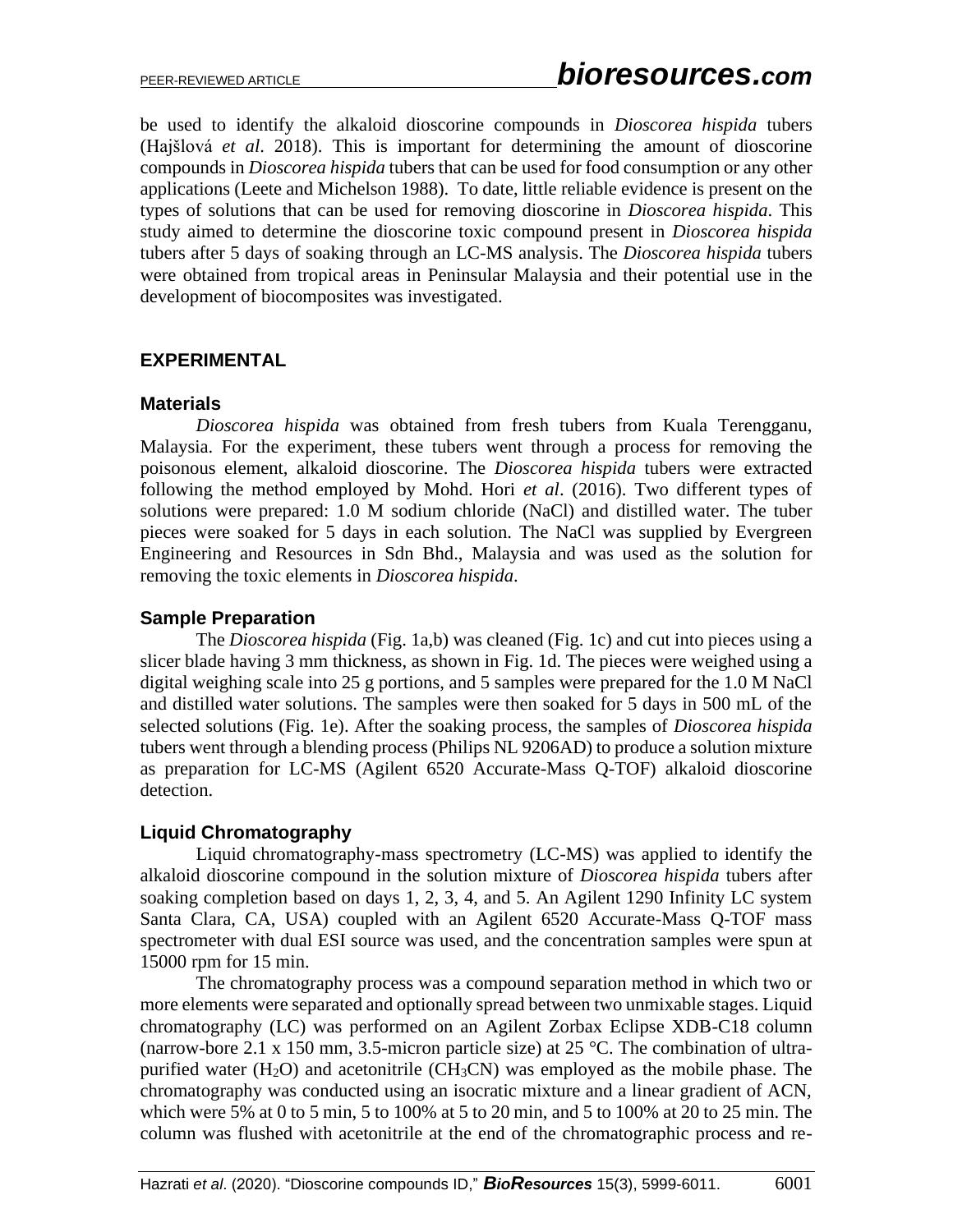be used to identify the alkaloid dioscorine compounds in *Dioscorea hispida* tubers (Hajšlová *et al*. 2018). This is important for determining the amount of dioscorine compounds in *Dioscorea hispida* tubers that can be used for food consumption or any other applications (Leete and Michelson 1988). To date, little reliable evidence is present on the types of solutions that can be used for removing dioscorine in *Dioscorea hispida*. This study aimed to determine the dioscorine toxic compound present in *Dioscorea hispida* tubers after 5 days of soaking through an LC-MS analysis. The *Dioscorea hispida* tubers were obtained from tropical areas in Peninsular Malaysia and their potential use in the development of biocomposites was investigated.

## EXPERIMENTAL

### Materials

*Dioscorea hispida* was obtained from fresh tubers from Kuala Terengganu, Malaysia. For the experiment, these tubers went through a process for removing the poisonous element, alkaloid dioscorine. The *Dioscorea hispida* tubers were extracted following the method employed by Mohd. Hori *et al*. (2016). Two different types of solutions were prepared: 1.0 M sodium chloride (NaCl) and distilled water. The tuber pieces were soaked for 5 days in each solution. The NaCl was supplied by Evergreen Engineering and Resources in Sdn Bhd., Malaysia and was used as the solution for removing the toxic elements in *Dioscorea hispida*.

### Sample Preparation

The *Dioscorea hispida* (Fig. 1a,b) was cleaned (Fig. 1c) and cut into pieces using a slicer blade having 3 mm thickness, as shown in Fig. 1d. The pieces were weighed using a digital weighing scale into 25 g portions, and 5 samples were prepared for the 1.0 M NaCl and distilled water solutions. The samples were then soaked for 5 days in 500 mL of the selected solutions (Fig. 1e). After the soaking process, the samples of *Dioscorea hispida* tubers went through a blending process (Philips NL 9206AD) to produce a solution mixture as preparation for LC-MS (Agilent 6520 Accurate-Mass Q-TOF) alkaloid dioscorine detection.

### Liquid Chromatography

Liquid chromatography-mass spectrometry (LC-MS) was applied to identify the alkaloid dioscorine compound in the solution mixture of *Dioscorea hispida* tubers after soaking completion based on days 1, 2, 3, 4, and 5. An Agilent 1290 Infinity LC system Santa Clara, CA, USA) coupled with an Agilent 6520 Accurate-Mass Q-TOF mass spectrometer with dual ESI source was used, and the concentration samples were spun at 15000 rpm for 15 min.

The chromatography process was a compound separation method in which two or more elements were separated and optionally spread between two unmixable stages. Liquid chromatography (LC) was performed on an Agilent Zorbax Eclipse XDB-C18 column (narrow-bore 2.1 x 150 mm, 3.5-micron particle size) at 25 °C. The combination of ultra-purified water ($H_2O$) and acetonitrile ($CH_3CN$) was employed as the mobile phase. The chromatography was conducted using an isocratic mixture and a linear gradient of ACN, which were 5% at 0 to 5 min, 5 to 100% at 5 to 20 min, and 5 to 100% at 20 to 25 min. The column was flushed with acetonitrile at the end of the chromatographic process and re-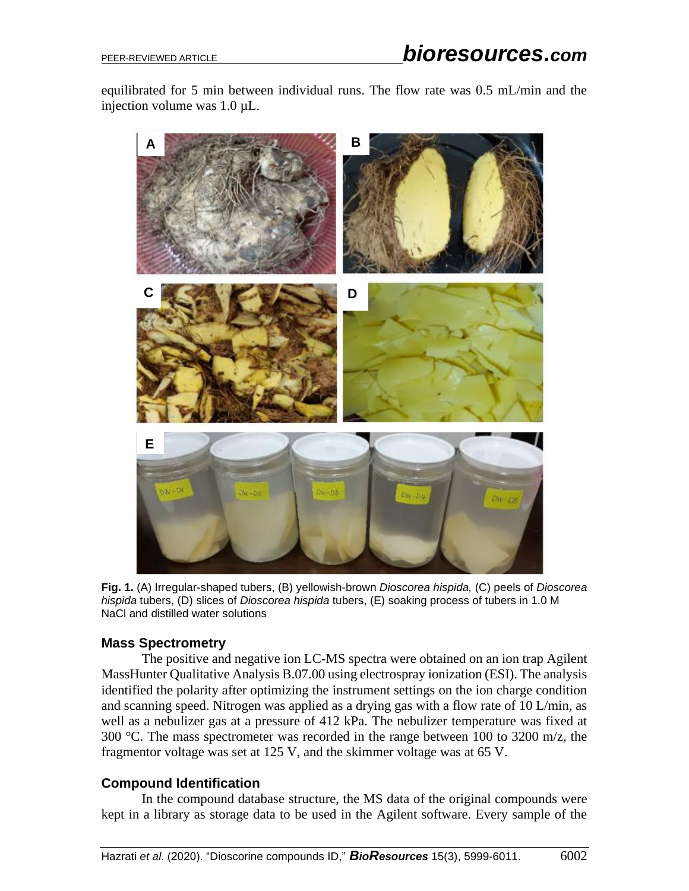equilibrated for 5 min between individual runs. The flow rate was 0.5 mL/min and the injection volume was 1.0 µL.

**Fig. 1.** (A) Irregular-shaped tubers, (B) yellowish-brown *Dioscorea hispida,* (C) peels of *Dioscorea hispida* tubers, (D) slices of *Dioscorea hispida* tubers, (E) soaking process of tubers in 1.0 M NaCl and distilled water solutions

### Mass Spectrometry

The positive and negative ion LC-MS spectra were obtained on an ion trap Agilent MassHunter Qualitative Analysis B.07.00 using electrospray ionization (ESI). The analysis identified the polarity after optimizing the instrument settings on the ion charge condition and scanning speed. Nitrogen was applied as a drying gas with a flow rate of 10 L/min, as well as a nebulizer gas at a pressure of 412 kPa. The nebulizer temperature was fixed at 300 °C. The mass spectrometer was recorded in the range between 100 to 3200 m/z, the fragmentor voltage was set at 125 V, and the skimmer voltage was at 65 V.

### Compound Identification

In the compound database structure, the MS data of the original compounds were kept in a library as storage data to be used in the Agilent software. Every sample of the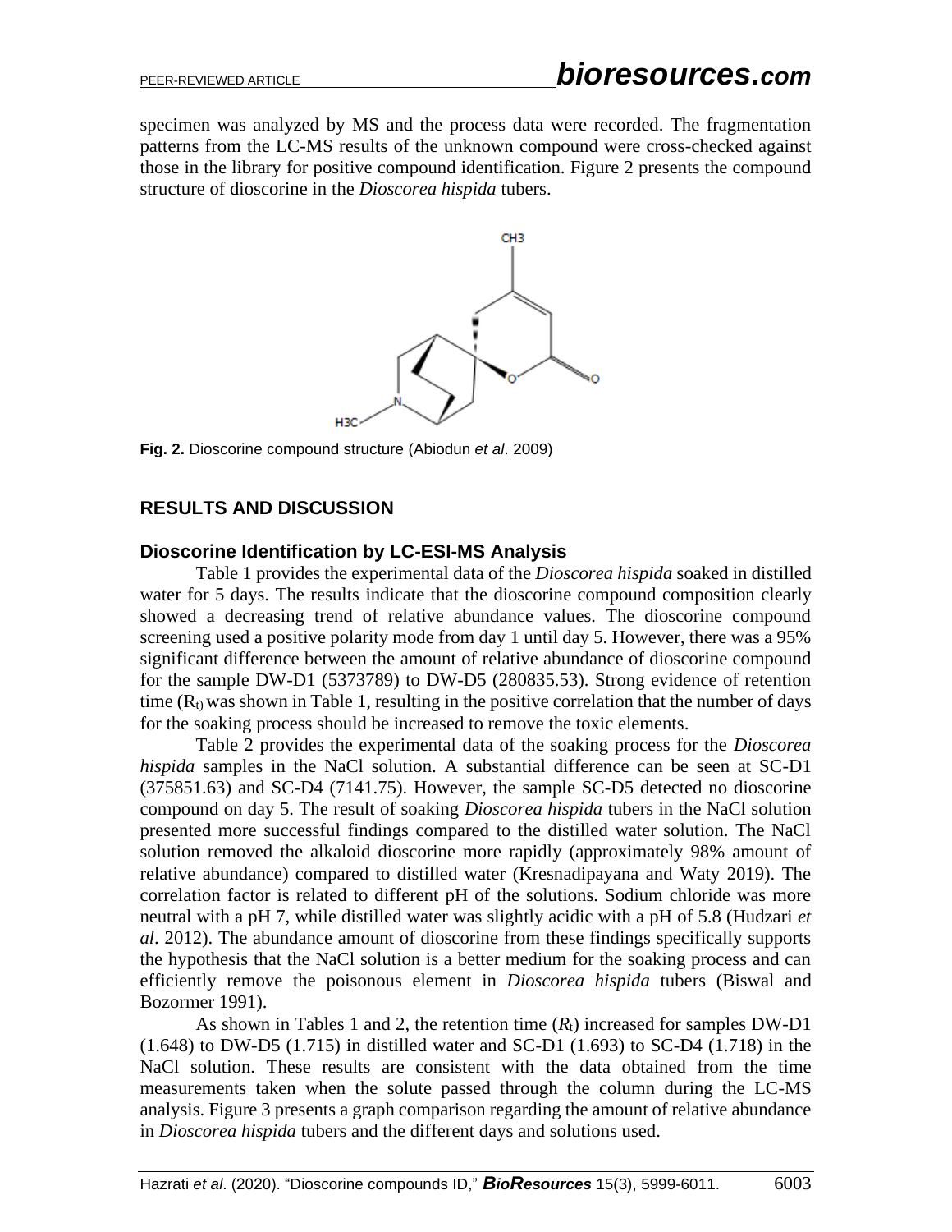specimen was analyzed by MS and the process data were recorded. The fragmentation patterns from the LC-MS results of the unknown compound were cross-checked against those in the library for positive compound identification. Figure 2 presents the compound structure of dioscorine in the *Dioscorea hispida* tubers.

CH3

O

O

N

H3C

**Fig. 2.** Dioscorine compound structure (Abiodun *et al*. 2009)

## RESULTS AND DISCUSSION

### Dioscorine Identification by LC-ESI-MS Analysis

Table 1 provides the experimental data of the *Dioscorea hispida* soaked in distilled water for 5 days. The results indicate that the dioscorine compound composition clearly showed a decreasing trend of relative abundance values. The dioscorine compound screening used a positive polarity mode from day 1 until day 5. However, there was a 95% significant difference between the amount of relative abundance of dioscorine compound for the sample DW-D1 (5373789) to DW-D5 (280835.53). Strong evidence of retention time ($R_t$) was shown in Table 1, resulting in the positive correlation that the number of days for the soaking process should be increased to remove the toxic elements.

Table 2 provides the experimental data of the soaking process for the *Dioscorea hispida* samples in the NaCl solution. A substantial difference can be seen at SC-D1 (375851.63) and SC-D4 (7141.75). However, the sample SC-D5 detected no dioscorine compound on day 5. The result of soaking *Dioscorea hispida* tubers in the NaCl solution presented more successful findings compared to the distilled water solution. The NaCl solution removed the alkaloid dioscorine more rapidly (approximately 98% amount of relative abundance) compared to distilled water (Kresnadipayana and Waty 2019). The correlation factor is related to different pH of the solutions. Sodium chloride was more neutral with a pH 7, while distilled water was slightly acidic with a pH of 5.8 (Hudzari *et al*. 2012). The abundance amount of dioscorine from these findings specifically supports the hypothesis that the NaCl solution is a better medium for the soaking process and can efficiently remove the poisonous element in *Dioscorea hispida* tubers (Biswal and Bozormer 1991).

As shown in Tables 1 and 2, the retention time ($R_t$) increased for samples DW-D1 (1.648) to DW-D5 (1.715) in distilled water and SC-D1 (1.693) to SC-D4 (1.718) in the NaCl solution. These results are consistent with the data obtained from the time measurements taken when the solute passed through the column during the LC-MS analysis. Figure 3 presents a graph comparison regarding the amount of relative abundance in *Dioscorea hispida* tubers and the different days and solutions used.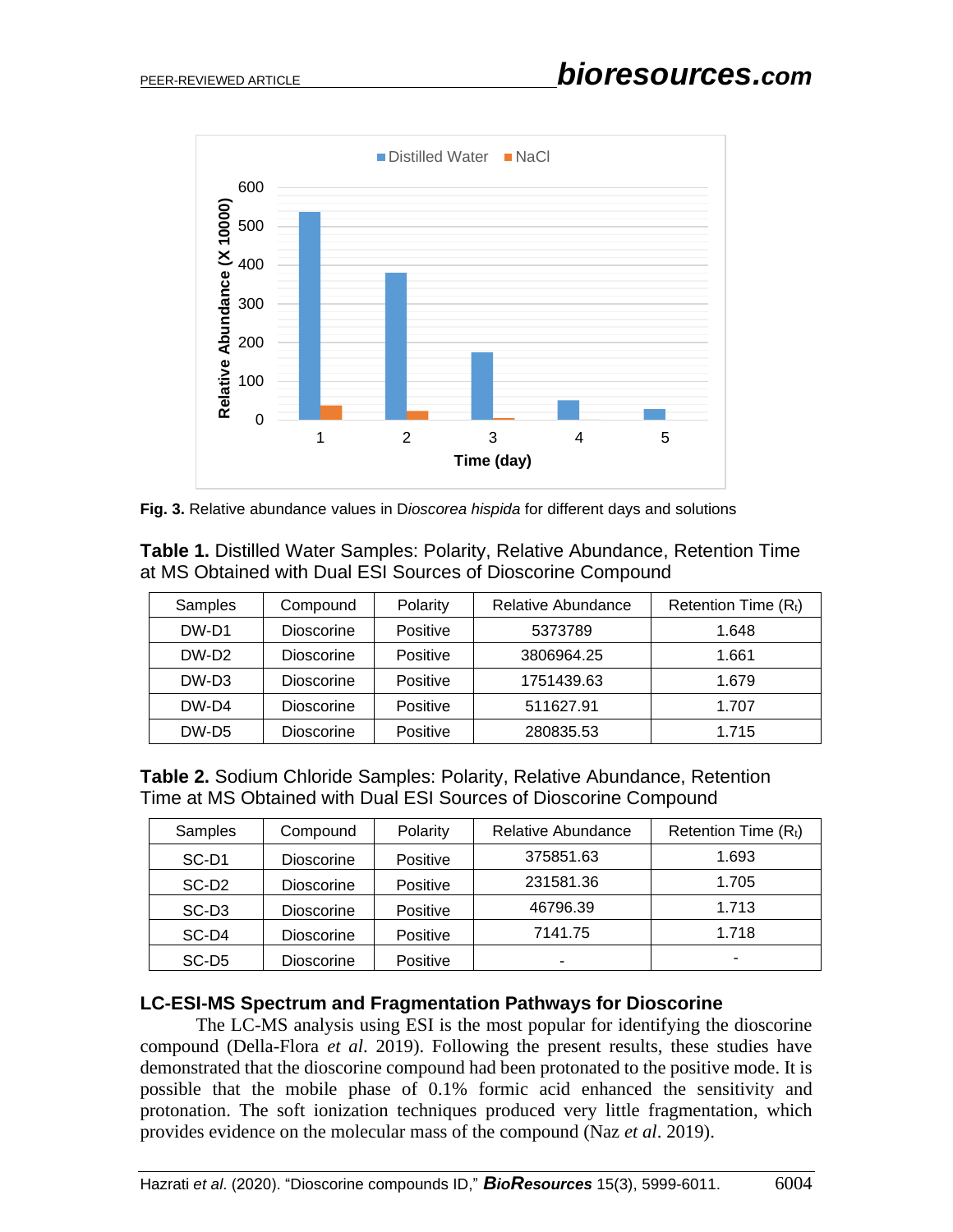Distilled Water
NaCl

600
500
400
300
200
100
0

Relative Abundance (X 10000)

1
2
3
4
5

Time (day)

**Fig. 3.** Relative abundance values in D*ioscorea hispida* for different days and solutions

**Table 1.** Distilled Water Samples: Polarity, Relative Abundance, Retention Time at MS Obtained with Dual ESI Sources of Dioscorine Compound

| Samples | Compound | Polarity | Relative Abundance | Retention Time ($R_t$) |
|---|---|---|---|---|
| DW-D1 | Dioscorine | Positive | 5373789 | 1.648 |
| DW-D2 | Dioscorine | Positive | 3806964.25 | 1.661 |
| DW-D3 | Dioscorine | Positive | 1751439.63 | 1.679 |
| DW-D4 | Dioscorine | Positive | 511627.91 | 1.707 |
| DW-D5 | Dioscorine | Positive | 280835.53 | 1.715 |

**Table 2.** Sodium Chloride Samples: Polarity, Relative Abundance, Retention Time at MS Obtained with Dual ESI Sources of Dioscorine Compound

| Samples | Compound | Polarity | Relative Abundance | Retention Time ($R_t$) |
|---|---|---|---|---|
| SC-D1 | Dioscorine | Positive | 375851.63 | 1.693 |
| SC-D2 | Dioscorine | Positive | 231581.36 | 1.705 |
| SC-D3 | Dioscorine | Positive | 46796.39 | 1.713 |
| SC-D4 | Dioscorine | Positive | 7141.75 | 1.718 |
| SC-D5 | Dioscorine | Positive | - | - |

### LC-ESI-MS Spectrum and Fragmentation Pathways for Dioscorine

The LC-MS analysis using ESI is the most popular for identifying the dioscorine compound (Della-Flora *et al*. 2019). Following the present results, these studies have demonstrated that the dioscorine compound had been protonated to the positive mode. It is possible that the mobile phase of 0.1% formic acid enhanced the sensitivity and protonation. The soft ionization techniques produced very little fragmentation, which provides evidence on the molecular mass of the compound (Naz *et al*. 2019).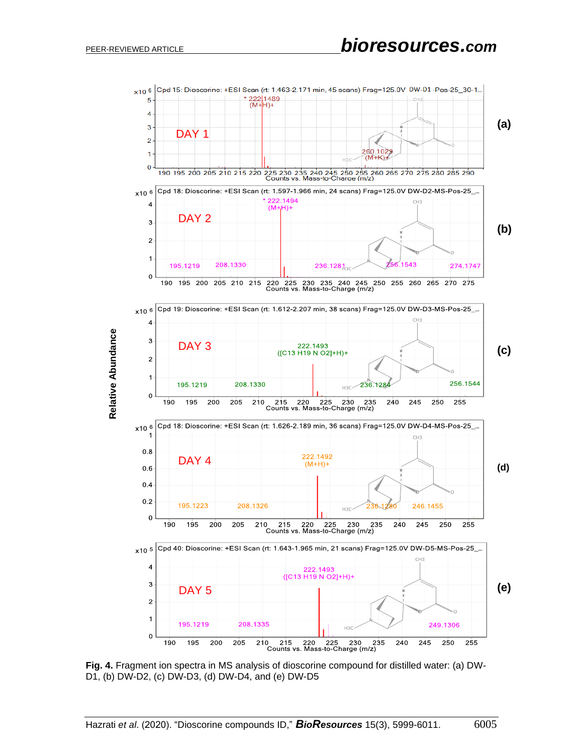Relative Abundance

(a)

x10 6

Cpd 15: Dioscorine: +ESI Scan (rt: 1.463-2.171 min, 45 scans) Frag=125.0V DW-D1 -Pos-25_30-1...

DAY 1

* 222.1489
(M+H)+

260.1029
(M+K)+

Counts vs. Mass-to-Charge (m/z)

(b)

x10 6

Cpd 18: Dioscorine: +ESI Scan (rt: 1.597-1.966 min, 24 scans) Frag=125.0V DW-D2-MS-Pos-25_...

DAY 2

* 222.1494
(M+H)+

195.1219 208.1330 236.1281 256.1543 274.1747

Counts vs. Mass-to-Charge (m/z)

(c)

x10 6

Cpd 19: Dioscorine: +ESI Scan (rt: 1.612-2.207 min, 38 scans) Frag=125.0V DW-D3-MS-Pos-25_...

DAY 3

222.1493
([C13 H19 N O2]+H)+

195.1219 208.1330 236.1284 256.1544

Counts vs. Mass-to-Charge (m/z)

(d)

x10 6

Cpd 18: Dioscorine: +ESI Scan (rt: 1.626-2.189 min, 36 scans) Frag=125.0V DW-D4-MS-Pos-25_...

DAY 4

222.1492
(M+H)+

195.1223 208.1326 236.1280 246.1455

Counts vs. Mass-to-Charge (m/z)

(e)

x10 5

Cpd 40: Dioscorine: +ESI Scan (rt: 1.643-1.965 min, 21 scans) Frag=125.0V DW-D5-MS-Pos-25_...

DAY 5

222.1493
([C13 H19 N O2]+H)+

195.1219 208.1335 249.1306

Counts vs. Mass-to-Charge (m/z)

**Fig. 4.** Fragment ion spectra in MS analysis of dioscorine compound for distilled water: (a) DW-D1, (b) DW-D2, (c) DW-D3, (d) DW-D4, and (e) DW-D5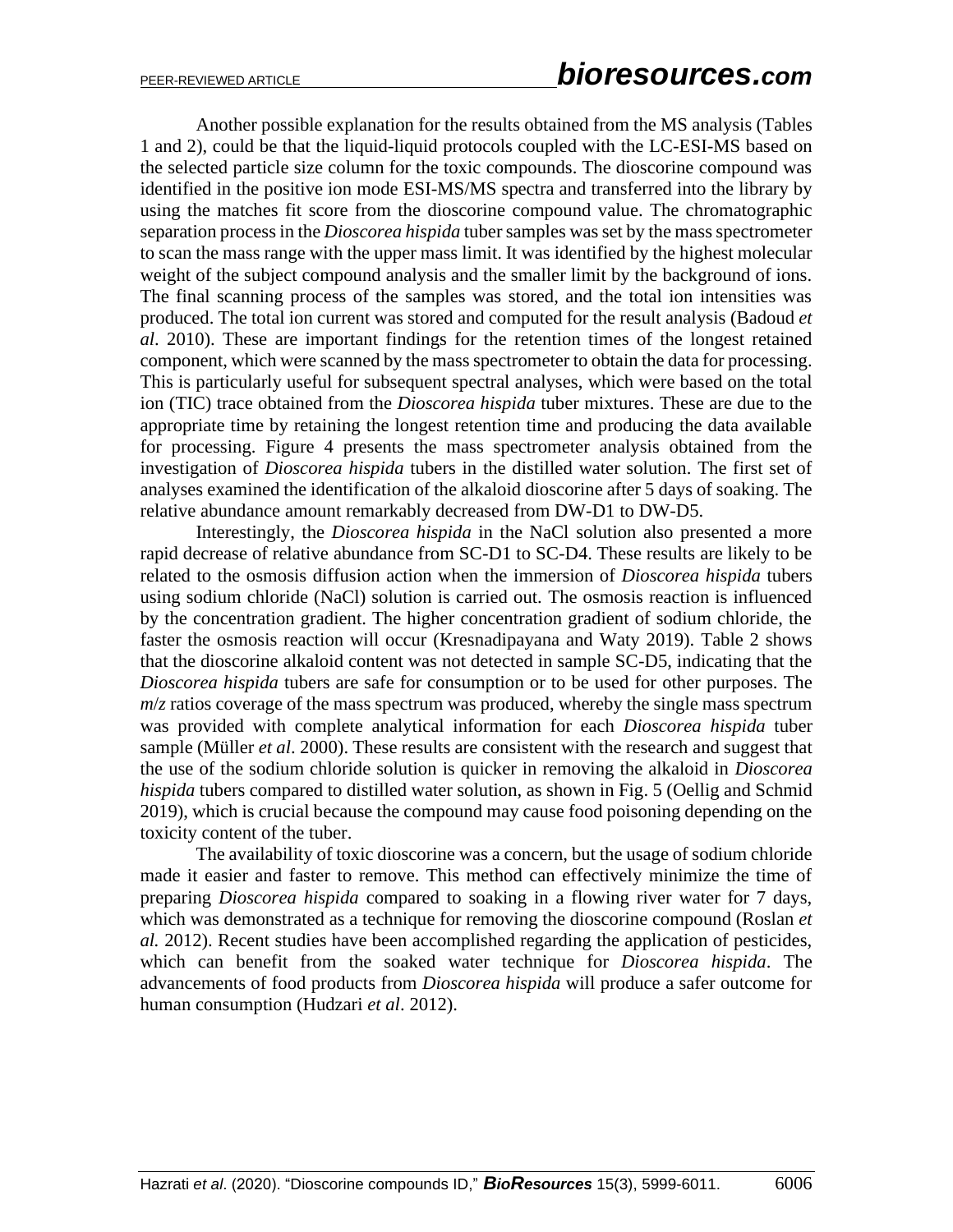Another possible explanation for the results obtained from the MS analysis (Tables 1 and 2), could be that the liquid-liquid protocols coupled with the LC-ESI-MS based on the selected particle size column for the toxic compounds. The dioscorine compound was identified in the positive ion mode ESI-MS/MS spectra and transferred into the library by using the matches fit score from the dioscorine compound value. The chromatographic separation process in the *Dioscorea hispida* tuber samples was set by the mass spectrometer to scan the mass range with the upper mass limit. It was identified by the highest molecular weight of the subject compound analysis and the smaller limit by the background of ions. The final scanning process of the samples was stored, and the total ion intensities was produced. The total ion current was stored and computed for the result analysis (Badoud *et al*. 2010). These are important findings for the retention times of the longest retained component, which were scanned by the mass spectrometer to obtain the data for processing. This is particularly useful for subsequent spectral analyses, which were based on the total ion (TIC) trace obtained from the *Dioscorea hispida* tuber mixtures. These are due to the appropriate time by retaining the longest retention time and producing the data available for processing. Figure 4 presents the mass spectrometer analysis obtained from the investigation of *Dioscorea hispida* tubers in the distilled water solution. The first set of analyses examined the identification of the alkaloid dioscorine after 5 days of soaking. The relative abundance amount remarkably decreased from DW-D1 to DW-D5.

Interestingly, the *Dioscorea hispida* in the NaCl solution also presented a more rapid decrease of relative abundance from SC-D1 to SC-D4. These results are likely to be related to the osmosis diffusion action when the immersion of *Dioscorea hispida* tubers using sodium chloride (NaCl) solution is carried out. The osmosis reaction is influenced by the concentration gradient. The higher concentration gradient of sodium chloride, the faster the osmosis reaction will occur (Kresnadipayana and Waty 2019). Table 2 shows that the dioscorine alkaloid content was not detected in sample SC-D5, indicating that the *Dioscorea hispida* tubers are safe for consumption or to be used for other purposes. The *m*/*z* ratios coverage of the mass spectrum was produced, whereby the single mass spectrum was provided with complete analytical information for each *Dioscorea hispida* tuber sample (Müller *et al*. 2000). These results are consistent with the research and suggest that the use of the sodium chloride solution is quicker in removing the alkaloid in *Dioscorea hispida* tubers compared to distilled water solution, as shown in Fig. 5 (Oellig and Schmid 2019), which is crucial because the compound may cause food poisoning depending on the toxicity content of the tuber.

The availability of toxic dioscorine was a concern, but the usage of sodium chloride made it easier and faster to remove. This method can effectively minimize the time of preparing *Dioscorea hispida* compared to soaking in a flowing river water for 7 days, which was demonstrated as a technique for removing the dioscorine compound (Roslan *et al.* 2012). Recent studies have been accomplished regarding the application of pesticides, which can benefit from the soaked water technique for *Dioscorea hispida*. The advancements of food products from *Dioscorea hispida* will produce a safer outcome for human consumption (Hudzari *et al*. 2012).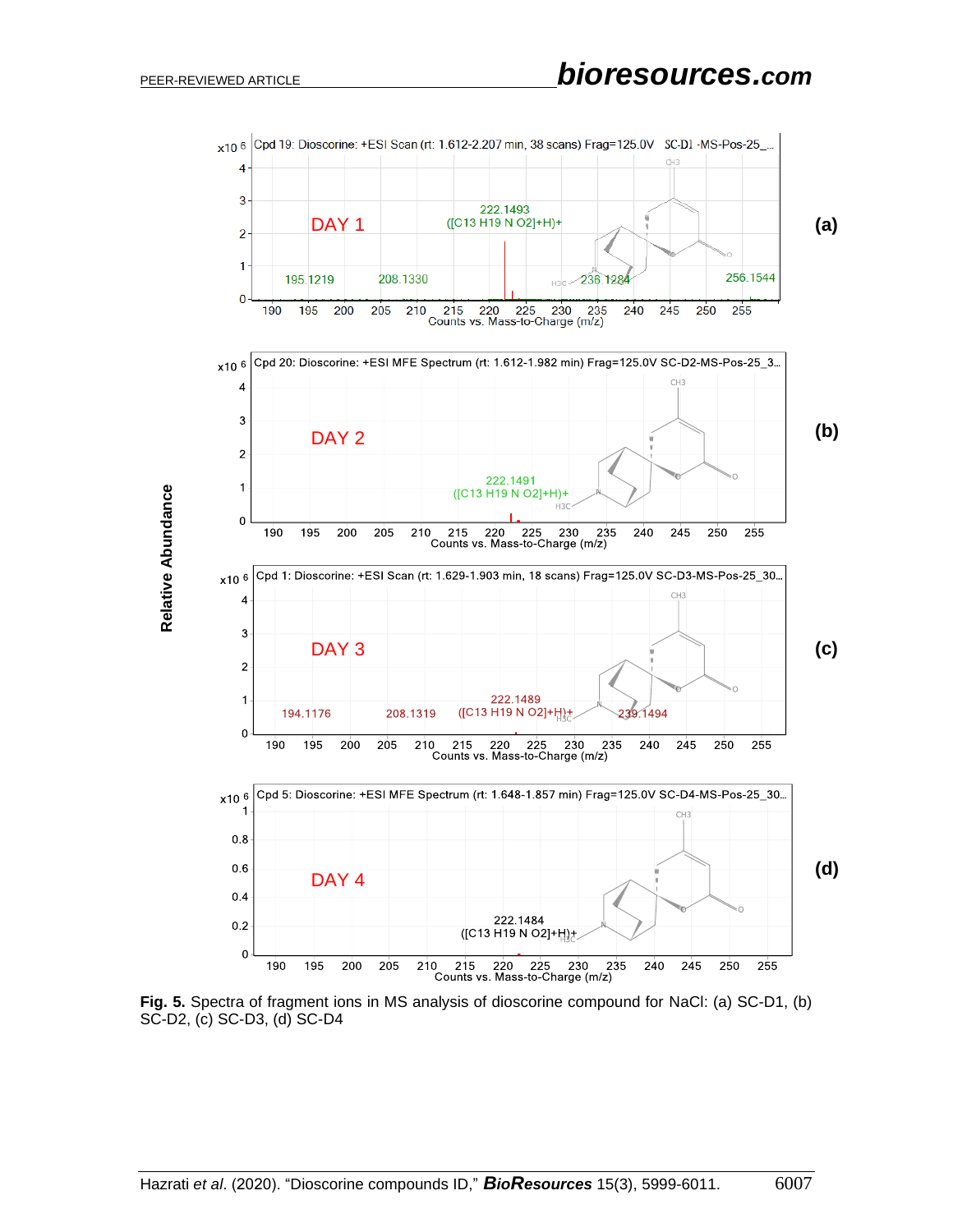Relative Abundance

(a)

x10 6 Cpd 19: Dioscorine: +ESI Scan (rt: 1.612-2.207 min, 38 scans) Frag=125.0V SC-D1 -MS-Pos-25_...

DAY 1

222.1493
([C13 H19 N O2]+H)+

195.1219 208.1330 236.1284 256.1544

Counts vs. Mass-to-Charge (m/z)

(b)

x10 6 Cpd 20: Dioscorine: +ESI MFE Spectrum (rt: 1.612-1.982 min) Frag=125.0V SC-D2-MS-Pos-25_3...

DAY 2

222.1491
([C13 H19 N O2]+H)+

Counts vs. Mass-to-Charge (m/z)

(c)

x10 6 Cpd 1: Dioscorine: +ESI Scan (rt: 1.629-1.903 min, 18 scans) Frag=125.0V SC-D3-MS-Pos-25_30...

DAY 3

194.1176 208.1319 222.1489
([C13 H19 N O2]+H)+ 239.1494

Counts vs. Mass-to-Charge (m/z)

(d)

x10 6 Cpd 5: Dioscorine: +ESI MFE Spectrum (rt: 1.648-1.857 min) Frag=125.0V SC-D4-MS-Pos-25_30...

DAY 4

222.1484
([C13 H19 N O2]+H)+

Counts vs. Mass-to-Charge (m/z)

**Fig. 5.** Spectra of fragment ions in MS analysis of dioscorine compound for NaCl: (a) SC-D1, (b) SC-D2, (c) SC-D3, (d) SC-D4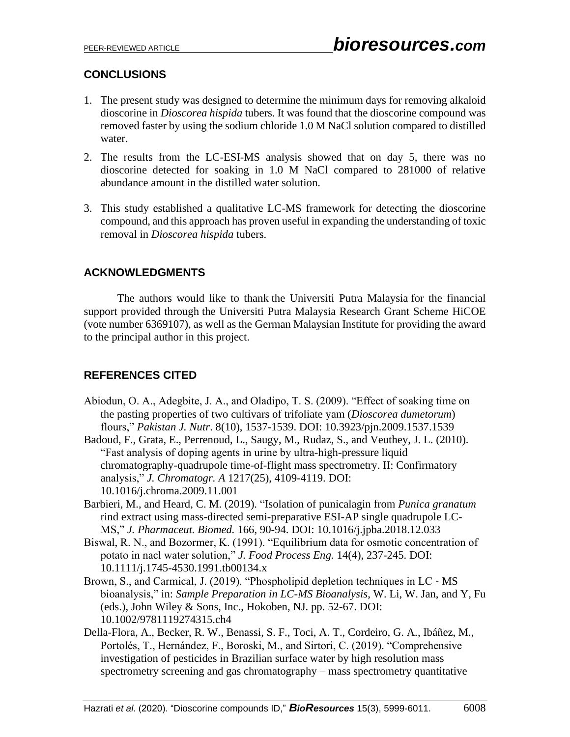## CONCLUSIONS

1. The present study was designed to determine the minimum days for removing alkaloid dioscorine in *Dioscorea hispida* tubers. It was found that the dioscorine compound was removed faster by using the sodium chloride 1.0 M NaCl solution compared to distilled water.
2. The results from the LC-ESI-MS analysis showed that on day 5, there was no dioscorine detected for soaking in 1.0 M NaCl compared to 281000 of relative abundance amount in the distilled water solution.
3. This study established a qualitative LC-MS framework for detecting the dioscorine compound, and this approach has proven useful in expanding the understanding of toxic removal in *Dioscorea hispida* tubers.

## ACKNOWLEDGMENTS

The authors would like to thank the Universiti Putra Malaysia for the financial support provided through the Universiti Putra Malaysia Research Grant Scheme HiCOE (vote number 6369107), as well as the German Malaysian Institute for providing the award to the principal author in this project.

## REFERENCES CITED

Abiodun, O. A., Adegbite, J. A., and Oladipo, T. S. (2009). "Effect of soaking time on the pasting properties of two cultivars of trifoliate yam (*Dioscorea dumetorum*) flours," *Pakistan J. Nutr*. 8(10), 1537-1539. DOI: 10.3923/pjn.2009.1537.1539

Badoud, F., Grata, E., Perrenoud, L., Saugy, M., Rudaz, S., and Veuthey, J. L. (2010). "Fast analysis of doping agents in urine by ultra-high-pressure liquid chromatography-quadrupole time-of-flight mass spectrometry. II: Confirmatory analysis," *J. Chromatogr. A* 1217(25), 4109-4119. DOI: 10.1016/j.chroma.2009.11.001

Barbieri, M., and Heard, C. M. (2019). "Isolation of punicalagin from *Punica granatum* rind extract using mass-directed semi-preparative ESI-AP single quadrupole LC-MS," *J. Pharmaceut. Biomed.* 166, 90-94. DOI: 10.1016/j.jpba.2018.12.033

Biswal, R. N., and Bozormer, K. (1991). "Equilibrium data for osmotic concentration of potato in nacl water solution," *J. Food Process Eng.* 14(4), 237-245. DOI: 10.1111/j.1745-4530.1991.tb00134.x

Brown, S., and Carmical, J. (2019). "Phospholipid depletion techniques in LC‐MS bioanalysis," in: *Sample Preparation in LC-MS Bioanalysis*, W. Li, W. Jan, and Y, Fu (eds.), John Wiley & Sons, Inc., Hokoben, NJ. pp. 52-67. DOI: 10.1002/9781119274315.ch4

Della-Flora, A., Becker, R. W., Benassi, S. F., Toci, A. T., Cordeiro, G. A., Ibáñez, M., Portolés, T., Hernández, F., Boroski, M., and Sirtori, C. (2019). "Comprehensive investigation of pesticides in Brazilian surface water by high resolution mass spectrometry screening and gas chromatography – mass spectrometry quantitative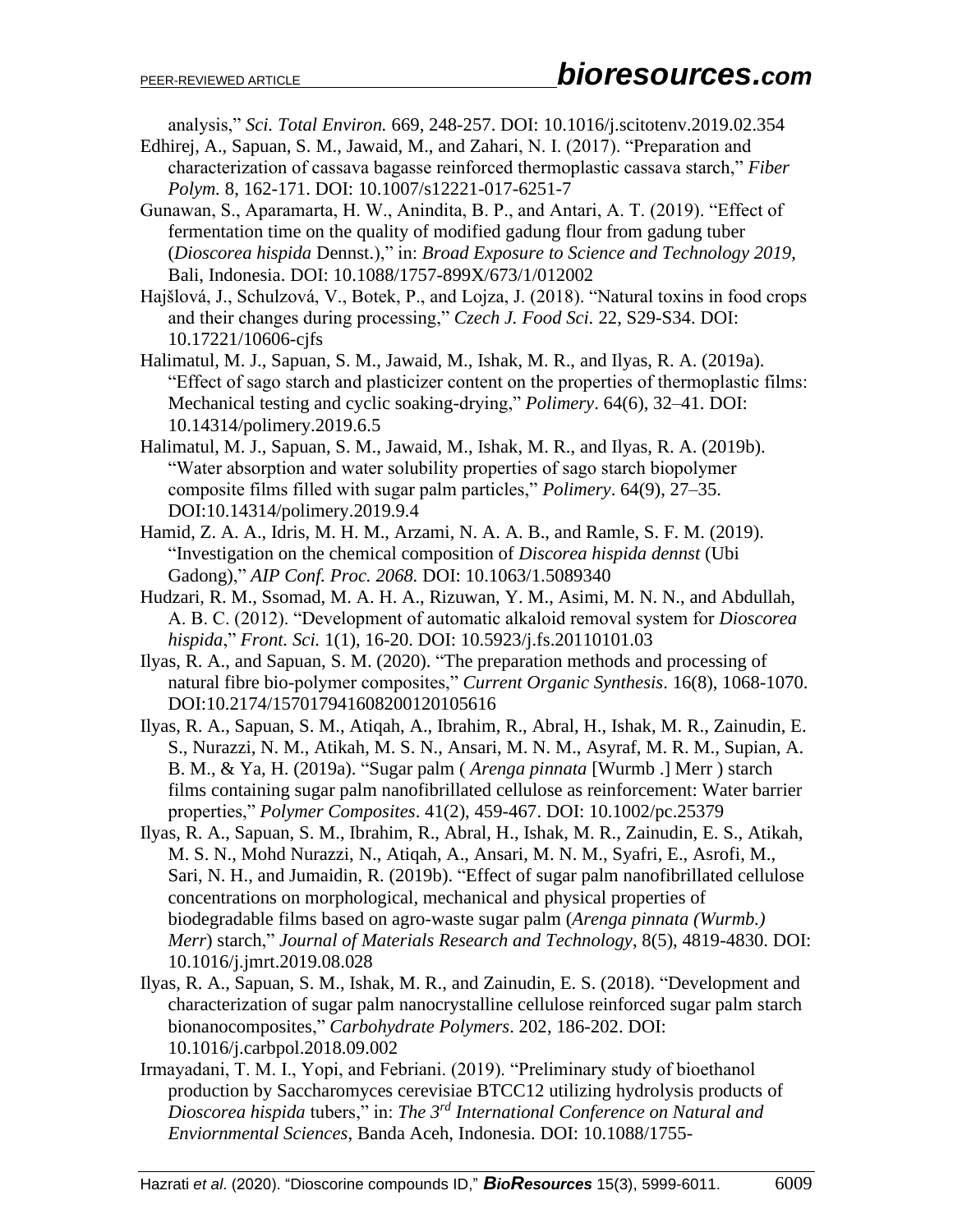analysis," *Sci. Total Environ.* 669, 248-257. DOI: 10.1016/j.scitotenv.2019.02.354

Edhirej, A., Sapuan, S. M., Jawaid, M., and Zahari, N. I. (2017). "Preparation and characterization of cassava bagasse reinforced thermoplastic cassava starch," *Fiber Polym.* 8, 162-171. DOI: 10.1007/s12221-017-6251-7

Gunawan, S., Aparamarta, H. W., Anindita, B. P., and Antari, A. T. (2019). "Effect of fermentation time on the quality of modified gadung flour from gadung tuber (*Dioscorea hispida* Dennst.)," in: *Broad Exposure to Science and Technology 2019*, Bali, Indonesia. DOI: 10.1088/1757-899X/673/1/012002

Hajšlová, J., Schulzová, V., Botek, P., and Lojza, J. (2018). "Natural toxins in food crops and their changes during processing," *Czech J. Food Sci.* 22, S29-S34. DOI: 10.17221/10606-cjfs

Halimatul, M. J., Sapuan, S. M., Jawaid, M., Ishak, M. R., and Ilyas, R. A. (2019a). "Effect of sago starch and plasticizer content on the properties of thermoplastic films: Mechanical testing and cyclic soaking-drying," *Polimery*. 64(6), 32–41. DOI: 10.14314/polimery.2019.6.5

Halimatul, M. J., Sapuan, S. M., Jawaid, M., Ishak, M. R., and Ilyas, R. A. (2019b). "Water absorption and water solubility properties of sago starch biopolymer composite films filled with sugar palm particles," *Polimery*. 64(9), 27–35. DOI:10.14314/polimery.2019.9.4

Hamid, Z. A. A., Idris, M. H. M., Arzami, N. A. A. B., and Ramle, S. F. M. (2019). "Investigation on the chemical composition of *Discorea hispida dennst* (Ubi Gadong)," *AIP Conf. Proc. 2068.* DOI: 10.1063/1.5089340

Hudzari, R. M., Ssomad, M. A. H. A., Rizuwan, Y. M., Asimi, M. N. N., and Abdullah, A. B. C. (2012). "Development of automatic alkaloid removal system for *Dioscorea hispida*," *Front. Sci.* 1(1), 16-20. DOI: 10.5923/j.fs.20110101.03

Ilyas, R. A., and Sapuan, S. M. (2020). "The preparation methods and processing of natural fibre bio-polymer composites," *Current Organic Synthesis*. 16(8), 1068-1070. DOI:10.2174/157017941608200120105616

Ilyas, R. A., Sapuan, S. M., Atiqah, A., Ibrahim, R., Abral, H., Ishak, M. R., Zainudin, E. S., Nurazzi, N. M., Atikah, M. S. N., Ansari, M. N. M., Asyraf, M. R. M., Supian, A. B. M., & Ya, H. (2019a). "Sugar palm ( *Arenga pinnata* [Wurmb .] Merr ) starch films containing sugar palm nanofibrillated cellulose as reinforcement: Water barrier properties," *Polymer Composites*. 41(2), 459-467. DOI: 10.1002/pc.25379

Ilyas, R. A., Sapuan, S. M., Ibrahim, R., Abral, H., Ishak, M. R., Zainudin, E. S., Atikah, M. S. N., Mohd Nurazzi, N., Atiqah, A., Ansari, M. N. M., Syafri, E., Asrofi, M., Sari, N. H., and Jumaidin, R. (2019b). "Effect of sugar palm nanofibrillated cellulose concentrations on morphological, mechanical and physical properties of biodegradable films based on agro-waste sugar palm (*Arenga pinnata (Wurmb.) Merr*) starch," *Journal of Materials Research and Technology*, 8(5), 4819-4830. DOI: 10.1016/j.jmrt.2019.08.028

Ilyas, R. A., Sapuan, S. M., Ishak, M. R., and Zainudin, E. S. (2018). "Development and characterization of sugar palm nanocrystalline cellulose reinforced sugar palm starch bionanocomposites," *Carbohydrate Polymers*. 202, 186-202. DOI: 10.1016/j.carbpol.2018.09.002

Irmayadani, T. M. I., Yopi, and Febriani. (2019). "Preliminary study of bioethanol production by Saccharomyces cerevisiae BTCC12 utilizing hydrolysis products of *Dioscorea hispida* tubers," in: *The 3rd International Conference on Natural and Enviornmental Sciences*, Banda Aceh, Indonesia. DOI: 10.1088/1755-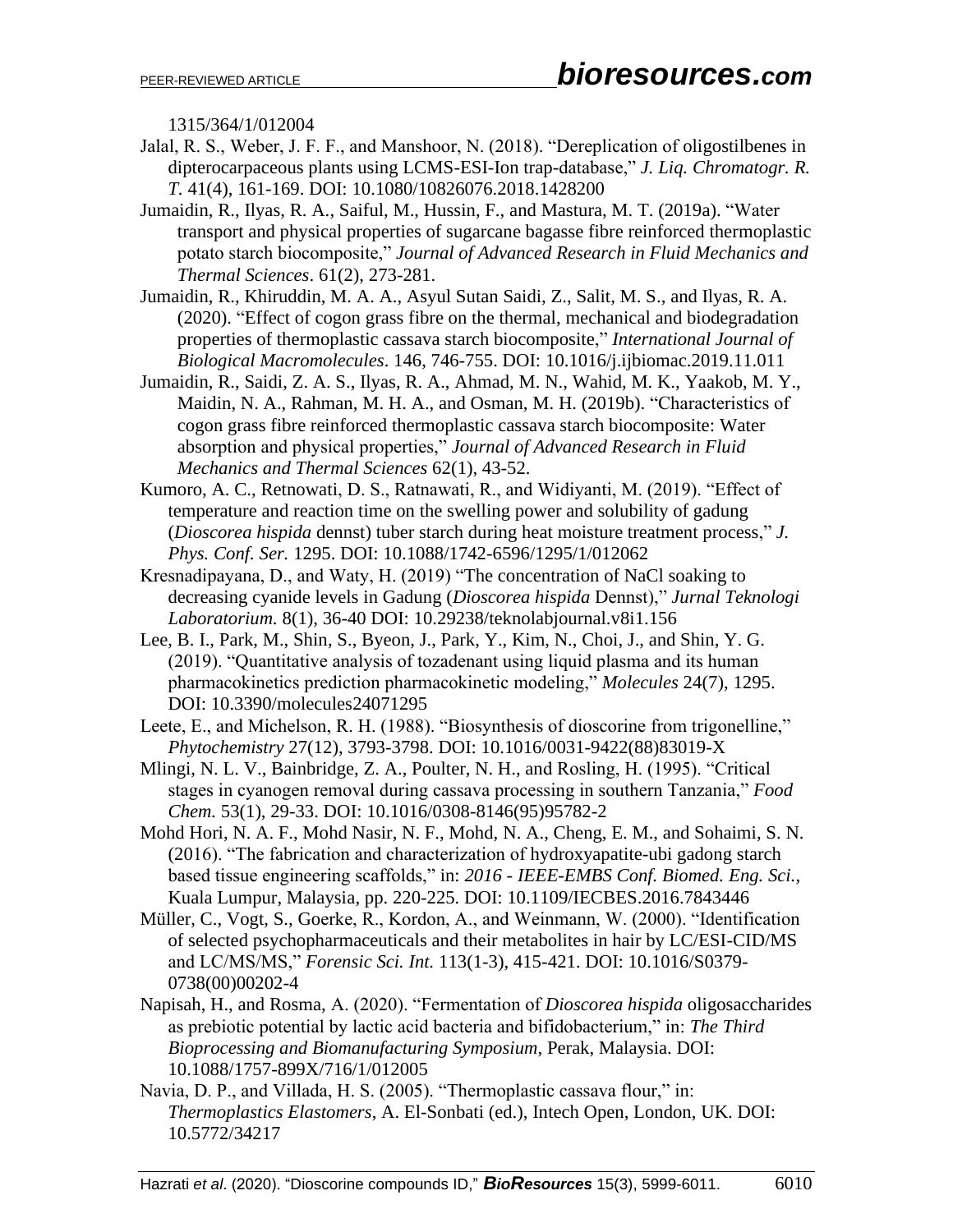1315/364/1/012004

Jalal, R. S., Weber, J. F. F., and Manshoor, N. (2018). "Dereplication of oligostilbenes in dipterocarpaceous plants using LCMS-ESI-Ion trap-database," *J. Liq. Chromatogr. R. T.* 41(4), 161-169. DOI: 10.1080/10826076.2018.1428200

Jumaidin, R., Ilyas, R. A., Saiful, M., Hussin, F., and Mastura, M. T. (2019a). "Water transport and physical properties of sugarcane bagasse fibre reinforced thermoplastic potato starch biocomposite," *Journal of Advanced Research in Fluid Mechanics and Thermal Sciences*. 61(2), 273-281.

Jumaidin, R., Khiruddin, M. A. A., Asyul Sutan Saidi, Z., Salit, M. S., and Ilyas, R. A. (2020). "Effect of cogon grass fibre on the thermal, mechanical and biodegradation properties of thermoplastic cassava starch biocomposite," *International Journal of Biological Macromolecules*. 146, 746-755. DOI: 10.1016/j.ijbiomac.2019.11.011

Jumaidin, R., Saidi, Z. A. S., Ilyas, R. A., Ahmad, M. N., Wahid, M. K., Yaakob, M. Y., Maidin, N. A., Rahman, M. H. A., and Osman, M. H. (2019b). "Characteristics of cogon grass fibre reinforced thermoplastic cassava starch biocomposite: Water absorption and physical properties," *Journal of Advanced Research in Fluid Mechanics and Thermal Sciences* 62(1), 43-52.

Kumoro, A. C., Retnowati, D. S., Ratnawati, R., and Widiyanti, M. (2019). "Effect of temperature and reaction time on the swelling power and solubility of gadung (*Dioscorea hispida* dennst) tuber starch during heat moisture treatment process," *J. Phys. Conf. Ser.* 1295. DOI: 10.1088/1742-6596/1295/1/012062

Kresnadipayana, D., and Waty, H. (2019) "The concentration of NaCl soaking to decreasing cyanide levels in Gadung (*Dioscorea hispida* Dennst)," *Jurnal Teknologi Laboratorium.* 8(1), 36-40 DOI: 10.29238/teknolabjournal.v8i1.156

Lee, B. I., Park, M., Shin, S., Byeon, J., Park, Y., Kim, N., Choi, J., and Shin, Y. G. (2019). "Quantitative analysis of tozadenant using liquid plasma and its human pharmacokinetics prediction pharmacokinetic modeling," *Molecules* 24(7), 1295. DOI: 10.3390/molecules24071295

Leete, E., and Michelson, R. H. (1988). "Biosynthesis of dioscorine from trigonelline," *Phytochemistry* 27(12), 3793-3798. DOI: 10.1016/0031-9422(88)83019-X

Mlingi, N. L. V., Bainbridge, Z. A., Poulter, N. H., and Rosling, H. (1995). "Critical stages in cyanogen removal during cassava processing in southern Tanzania," *Food Chem.* 53(1), 29-33. DOI: 10.1016/0308-8146(95)95782-2

Mohd Hori, N. A. F., Mohd Nasir, N. F., Mohd, N. A., Cheng, E. M., and Sohaimi, S. N. (2016). "The fabrication and characterization of hydroxyapatite-ubi gadong starch based tissue engineering scaffolds," in: *2016 - IEEE-EMBS Conf. Biomed. Eng. Sci.*, Kuala Lumpur, Malaysia, pp. 220-225. DOI: 10.1109/IECBES.2016.7843446

Müller, C., Vogt, S., Goerke, R., Kordon, A., and Weinmann, W. (2000). "Identification of selected psychopharmaceuticals and their metabolites in hair by LC/ESI-CID/MS and LC/MS/MS," *Forensic Sci. Int.* 113(1-3), 415-421. DOI: 10.1016/S0379-0738(00)00202-4

Napisah, H., and Rosma, A. (2020). "Fermentation of *Dioscorea hispida* oligosaccharides as prebiotic potential by lactic acid bacteria and bifidobacterium," in: *The Third Bioprocessing and Biomanufacturing Symposium*, Perak, Malaysia. DOI: 10.1088/1757-899X/716/1/012005

Navia, D. P., and Villada, H. S. (2005). "Thermoplastic cassava flour," in: *Thermoplastics Elastomers*, A. El-Sonbati (ed.), Intech Open, London, UK. DOI: 10.5772/34217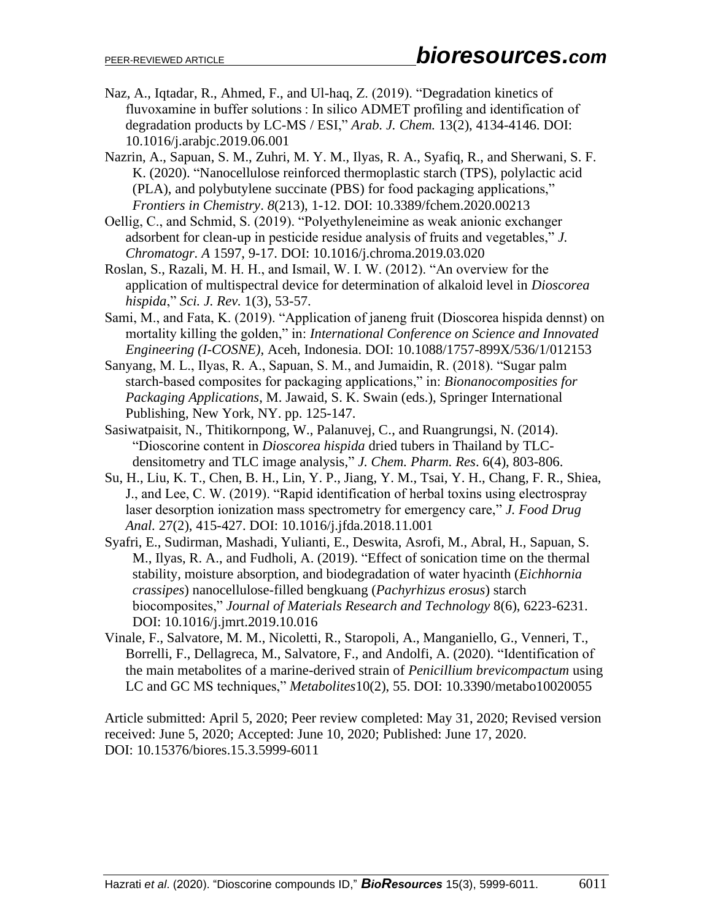Naz, A., Iqtadar, R., Ahmed, F., and Ul-haq, Z. (2019). "Degradation kinetics of fluvoxamine in buffer solutions : In silico ADMET profiling and identification of degradation products by LC-MS / ESI," *Arab. J. Chem.* 13(2), 4134-4146. DOI: 10.1016/j.arabjc.2019.06.001

Nazrin, A., Sapuan, S. M., Zuhri, M. Y. M., Ilyas, R. A., Syafiq, R., and Sherwani, S. F. K. (2020). "Nanocellulose reinforced thermoplastic starch (TPS), polylactic acid (PLA), and polybutylene succinate (PBS) for food packaging applications," *Frontiers in Chemistry*. *8*(213), 1-12. DOI: 10.3389/fchem.2020.00213

Oellig, C., and Schmid, S. (2019). "Polyethyleneimine as weak anionic exchanger adsorbent for clean-up in pesticide residue analysis of fruits and vegetables," *J. Chromatogr. A* 1597, 9-17. DOI: 10.1016/j.chroma.2019.03.020

Roslan, S., Razali, M. H. H., and Ismail, W. I. W. (2012). "An overview for the application of multispectral device for determination of alkaloid level in *Dioscorea hispida*," *Sci. J. Rev.* 1(3), 53-57.

Sami, M., and Fata, K. (2019). "Application of janeng fruit (Dioscorea hispida dennst) on mortality killing the golden," in: *International Conference on Science and Innovated Engineering (I-COSNE)*, Aceh, Indonesia. DOI: 10.1088/1757-899X/536/1/012153

Sanyang, M. L., Ilyas, R. A., Sapuan, S. M., and Jumaidin, R. (2018). "Sugar palm starch-based composites for packaging applications," in: *Bionanocomposities for Packaging Applications*, M. Jawaid, S. K. Swain (eds.), Springer International Publishing, New York, NY. pp. 125-147.

Sasiwatpaisit, N., Thitikornpong, W., Palanuvej, C., and Ruangrungsi, N. (2014). "Dioscorine content in *Dioscorea hispida* dried tubers in Thailand by TLC-densitometry and TLC image analysis," *J. Chem. Pharm. Res*. 6(4), 803-806.

Su, H., Liu, K. T., Chen, B. H., Lin, Y. P., Jiang, Y. M., Tsai, Y. H., Chang, F. R., Shiea, J., and Lee, C. W. (2019). "Rapid identification of herbal toxins using electrospray laser desorption ionization mass spectrometry for emergency care," *J. Food Drug Anal.* 27(2), 415-427. DOI: 10.1016/j.jfda.2018.11.001

Syafri, E., Sudirman, Mashadi, Yulianti, E., Deswita, Asrofi, M., Abral, H., Sapuan, S. M., Ilyas, R. A., and Fudholi, A. (2019). "Effect of sonication time on the thermal stability, moisture absorption, and biodegradation of water hyacinth (*Eichhornia crassipes*) nanocellulose-filled bengkuang (*Pachyrhizus erosus*) starch biocomposites," *Journal of Materials Research and Technology* 8(6), 6223-6231. DOI: 10.1016/j.jmrt.2019.10.016

Vinale, F., Salvatore, M. M., Nicoletti, R., Staropoli, A., Manganiello, G., Venneri, T., Borrelli, F., Dellagreca, M., Salvatore, F., and Andolfi, A. (2020). "Identification of the main metabolites of a marine-derived strain of *Penicillium brevicompactum* using LC and GC MS techniques," *Metabolites*10(2), 55. DOI: 10.3390/metabo10020055

Article submitted: April 5, 2020; Peer review completed: May 31, 2020; Revised version received: June 5, 2020; Accepted: June 10, 2020; Published: June 17, 2020.
DOI: 10.15376/biores.15.3.5999-6011